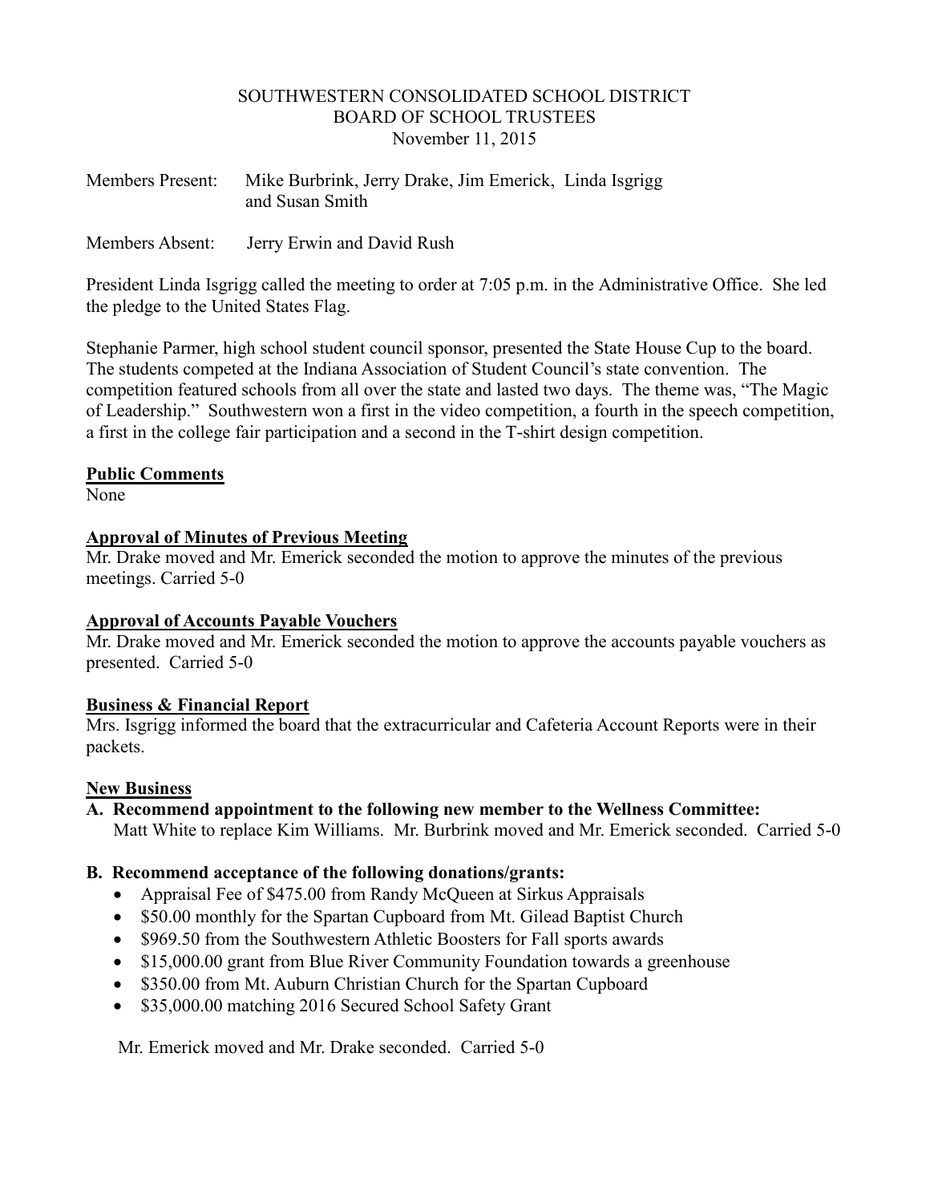SOUTHWESTERN CONSOLIDATED SCHOOL DISTRICT
BOARD OF SCHOOL TRUSTEES
November 11, 2015

Members Present: Mike Burbrink, Jerry Drake, Jim Emerick, Linda Isgrigg and Susan Smith

Members Absent: Jerry Erwin and David Rush

President Linda Isgrigg called the meeting to order at 7:05 p.m. in the Administrative Office. She led the pledge to the United States Flag.

Stephanie Parmer, high school student council sponsor, presented the State House Cup to the board. The students competed at the Indiana Association of Student Council's state convention. The competition featured schools from all over the state and lasted two days. The theme was, "The Magic of Leadership." Southwestern won a first in the video competition, a fourth in the speech competition, a first in the college fair participation and a second in the T-shirt design competition.

**Public Comments**
None

**Approval of Minutes of Previous Meeting**
Mr. Drake moved and Mr. Emerick seconded the motion to approve the minutes of the previous meetings. Carried 5-0

**Approval of Accounts Payable Vouchers**
Mr. Drake moved and Mr. Emerick seconded the motion to approve the accounts payable vouchers as presented. Carried 5-0

**Business & Financial Report**
Mrs. Isgrigg informed the board that the extracurricular and Cafeteria Account Reports were in their packets.

**New Business**

**A. Recommend appointment to the following new member to the Wellness Committee:**
Matt White to replace Kim Williams. Mr. Burbrink moved and Mr. Emerick seconded. Carried 5-0

**B. Recommend acceptance of the following donations/grants:**

- Appraisal Fee of $475.00 from Randy McQueen at Sirkus Appraisals
- $50.00 monthly for the Spartan Cupboard from Mt. Gilead Baptist Church
- $969.50 from the Southwestern Athletic Boosters for Fall sports awards
- $15,000.00 grant from Blue River Community Foundation towards a greenhouse
- $350.00 from Mt. Auburn Christian Church for the Spartan Cupboard
- $35,000.00 matching 2016 Secured School Safety Grant

Mr. Emerick moved and Mr. Drake seconded. Carried 5-0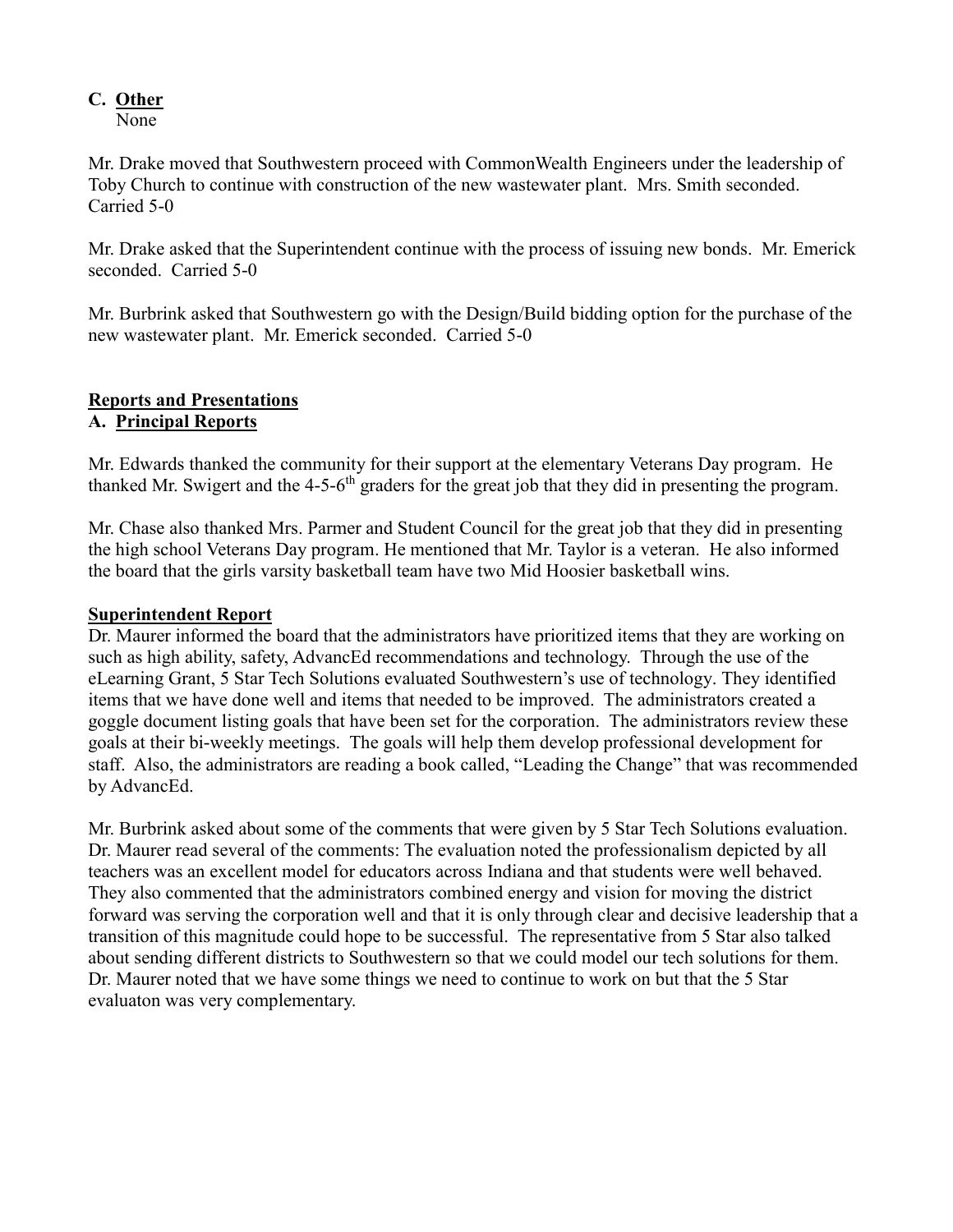**C. Other**

None

Mr. Drake moved that Southwestern proceed with CommonWealth Engineers under the leadership of Toby Church to continue with construction of the new wastewater plant. Mrs. Smith seconded. Carried 5-0

Mr. Drake asked that the Superintendent continue with the process of issuing new bonds. Mr. Emerick seconded. Carried 5-0

Mr. Burbrink asked that Southwestern go with the Design/Build bidding option for the purchase of the new wastewater plant. Mr. Emerick seconded. Carried 5-0

**Reports and Presentations**

**A. Principal Reports**

Mr. Edwards thanked the community for their support at the elementary Veterans Day program. He thanked Mr. Swigert and the 4-5-6th graders for the great job that they did in presenting the program.

Mr. Chase also thanked Mrs. Parmer and Student Council for the great job that they did in presenting the high school Veterans Day program. He mentioned that Mr. Taylor is a veteran. He also informed the board that the girls varsity basketball team have two Mid Hoosier basketball wins.

**Superintendent Report**

Dr. Maurer informed the board that the administrators have prioritized items that they are working on such as high ability, safety, AdvancEd recommendations and technology. Through the use of the eLearning Grant, 5 Star Tech Solutions evaluated Southwestern's use of technology. They identified items that we have done well and items that needed to be improved. The administrators created a goggle document listing goals that have been set for the corporation. The administrators review these goals at their bi-weekly meetings. The goals will help them develop professional development for staff. Also, the administrators are reading a book called, "Leading the Change" that was recommended by AdvancEd.

Mr. Burbrink asked about some of the comments that were given by 5 Star Tech Solutions evaluation. Dr. Maurer read several of the comments: The evaluation noted the professionalism depicted by all teachers was an excellent model for educators across Indiana and that students were well behaved. They also commented that the administrators combined energy and vision for moving the district forward was serving the corporation well and that it is only through clear and decisive leadership that a transition of this magnitude could hope to be successful. The representative from 5 Star also talked about sending different districts to Southwestern so that we could model our tech solutions for them. Dr. Maurer noted that we have some things we need to continue to work on but that the 5 Star evaluaton was very complementary.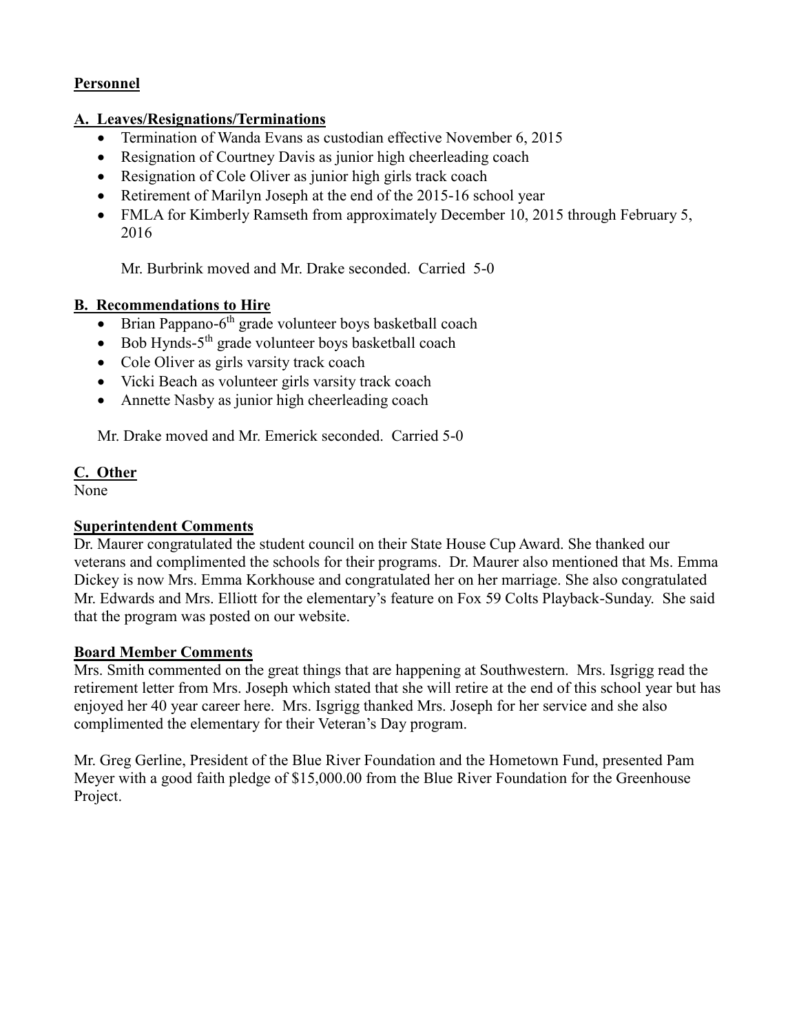## Personnel

### A. Leaves/Resignations/Terminations

- Termination of Wanda Evans as custodian effective November 6, 2015
- Resignation of Courtney Davis as junior high cheerleading coach
- Resignation of Cole Oliver as junior high girls track coach
- Retirement of Marilyn Joseph at the end of the 2015-16 school year
- FMLA for Kimberly Ramseth from approximately December 10, 2015 through February 5, 2016

Mr. Burbrink moved and Mr. Drake seconded. Carried 5-0

### B. Recommendations to Hire

- Brian Pappano-6th grade volunteer boys basketball coach
- Bob Hynds-5th grade volunteer boys basketball coach
- Cole Oliver as girls varsity track coach
- Vicki Beach as volunteer girls varsity track coach
- Annette Nasby as junior high cheerleading coach

Mr. Drake moved and Mr. Emerick seconded. Carried 5-0

### C. Other

None

## Superintendent Comments

Dr. Maurer congratulated the student council on their State House Cup Award. She thanked our veterans and complimented the schools for their programs. Dr. Maurer also mentioned that Ms. Emma Dickey is now Mrs. Emma Korkhouse and congratulated her on her marriage. She also congratulated Mr. Edwards and Mrs. Elliott for the elementary's feature on Fox 59 Colts Playback-Sunday. She said that the program was posted on our website.

## Board Member Comments

Mrs. Smith commented on the great things that are happening at Southwestern. Mrs. Isgrigg read the retirement letter from Mrs. Joseph which stated that she will retire at the end of this school year but has enjoyed her 40 year career here. Mrs. Isgrigg thanked Mrs. Joseph for her service and she also complimented the elementary for their Veteran's Day program.

Mr. Greg Gerline, President of the Blue River Foundation and the Hometown Fund, presented Pam Meyer with a good faith pledge of $15,000.00 from the Blue River Foundation for the Greenhouse Project.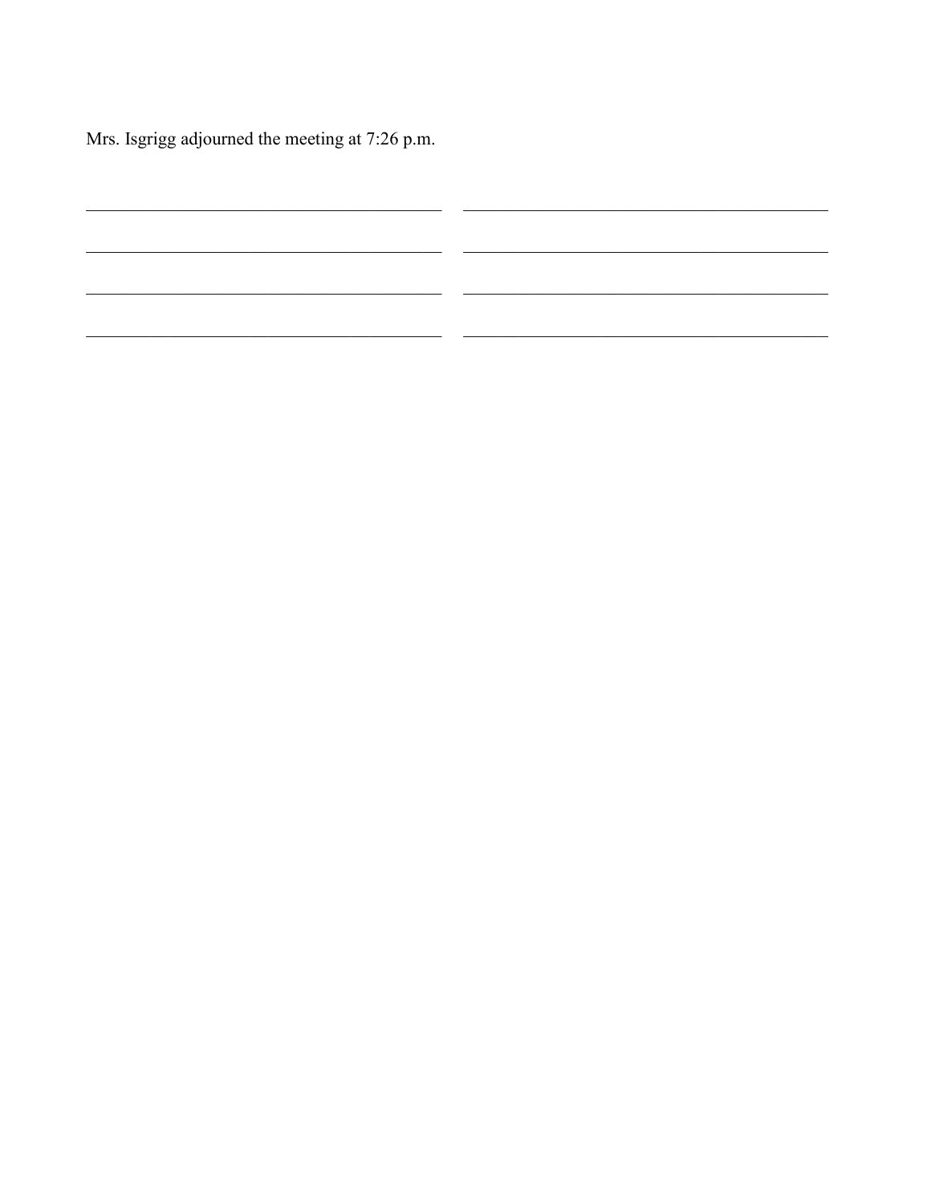Mrs. Isgrigg adjourned the meeting at 7:26 p.m.

\_\_\_\_\_\_\_\_\_\_\_\_\_\_\_\_\_\_\_\_\_\_\_\_\_\_\_\_\_\_\_\_\_\_\_\_\_\_ \_\_\_\_\_\_\_\_\_\_\_\_\_\_\_\_\_\_\_\_\_\_\_\_\_\_\_\_\_\_\_\_\_\_\_\_\_\_

\_\_\_\_\_\_\_\_\_\_\_\_\_\_\_\_\_\_\_\_\_\_\_\_\_\_\_\_\_\_\_\_\_\_\_\_\_\_ \_\_\_\_\_\_\_\_\_\_\_\_\_\_\_\_\_\_\_\_\_\_\_\_\_\_\_\_\_\_\_\_\_\_\_\_\_\_

\_\_\_\_\_\_\_\_\_\_\_\_\_\_\_\_\_\_\_\_\_\_\_\_\_\_\_\_\_\_\_\_\_\_\_\_\_\_ \_\_\_\_\_\_\_\_\_\_\_\_\_\_\_\_\_\_\_\_\_\_\_\_\_\_\_\_\_\_\_\_\_\_\_\_\_\_

\_\_\_\_\_\_\_\_\_\_\_\_\_\_\_\_\_\_\_\_\_\_\_\_\_\_\_\_\_\_\_\_\_\_\_\_\_\_ \_\_\_\_\_\_\_\_\_\_\_\_\_\_\_\_\_\_\_\_\_\_\_\_\_\_\_\_\_\_\_\_\_\_\_\_\_\_